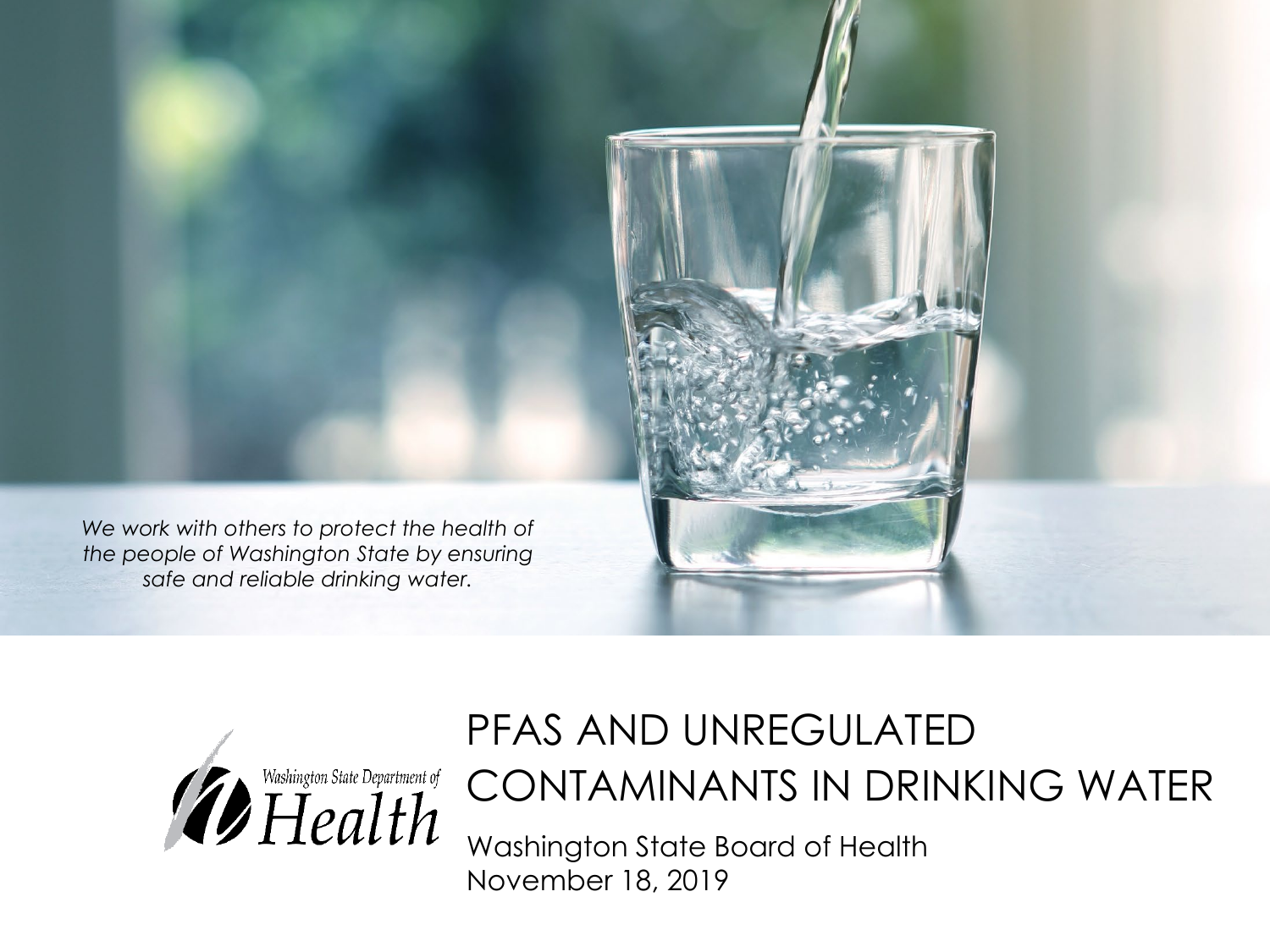*We work with others to protect the health of the people of Washington State by ensuring safe and reliable drinking water.*

Washington State Department of Health

# PFAS AND UNREGULATED CONTAMINANTS IN DRINKING WATER

Washington State Board of Health
November 18, 2019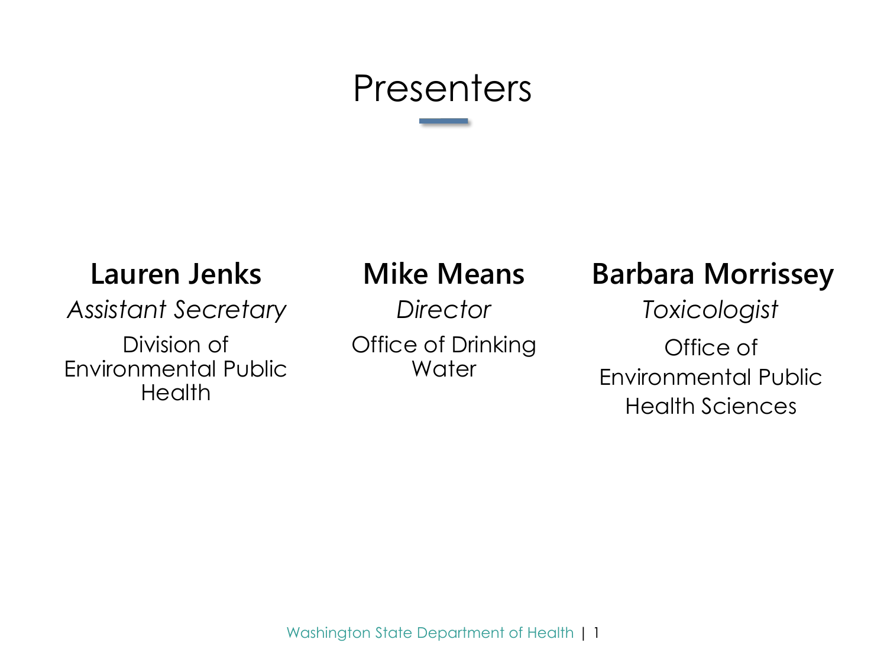# Presenters

**Lauren Jenks**

*Assistant Secretary*

Division of Environmental Public Health

**Mike Means**

*Director*

Office of Drinking Water

**Barbara Morrissey**

*Toxicologist*

Office of Environmental Public Health Sciences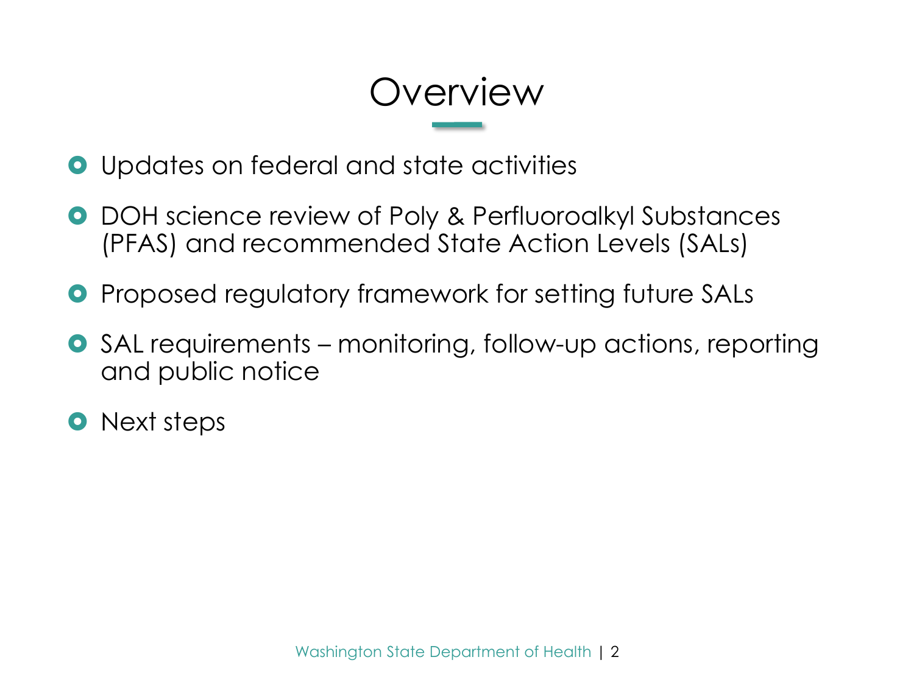# Overview

- Updates on federal and state activities
- DOH science review of Poly & Perfluoroalkyl Substances (PFAS) and recommended State Action Levels (SALs)
- Proposed regulatory framework for setting future SALs
- SAL requirements – monitoring, follow-up actions, reporting and public notice
- Next steps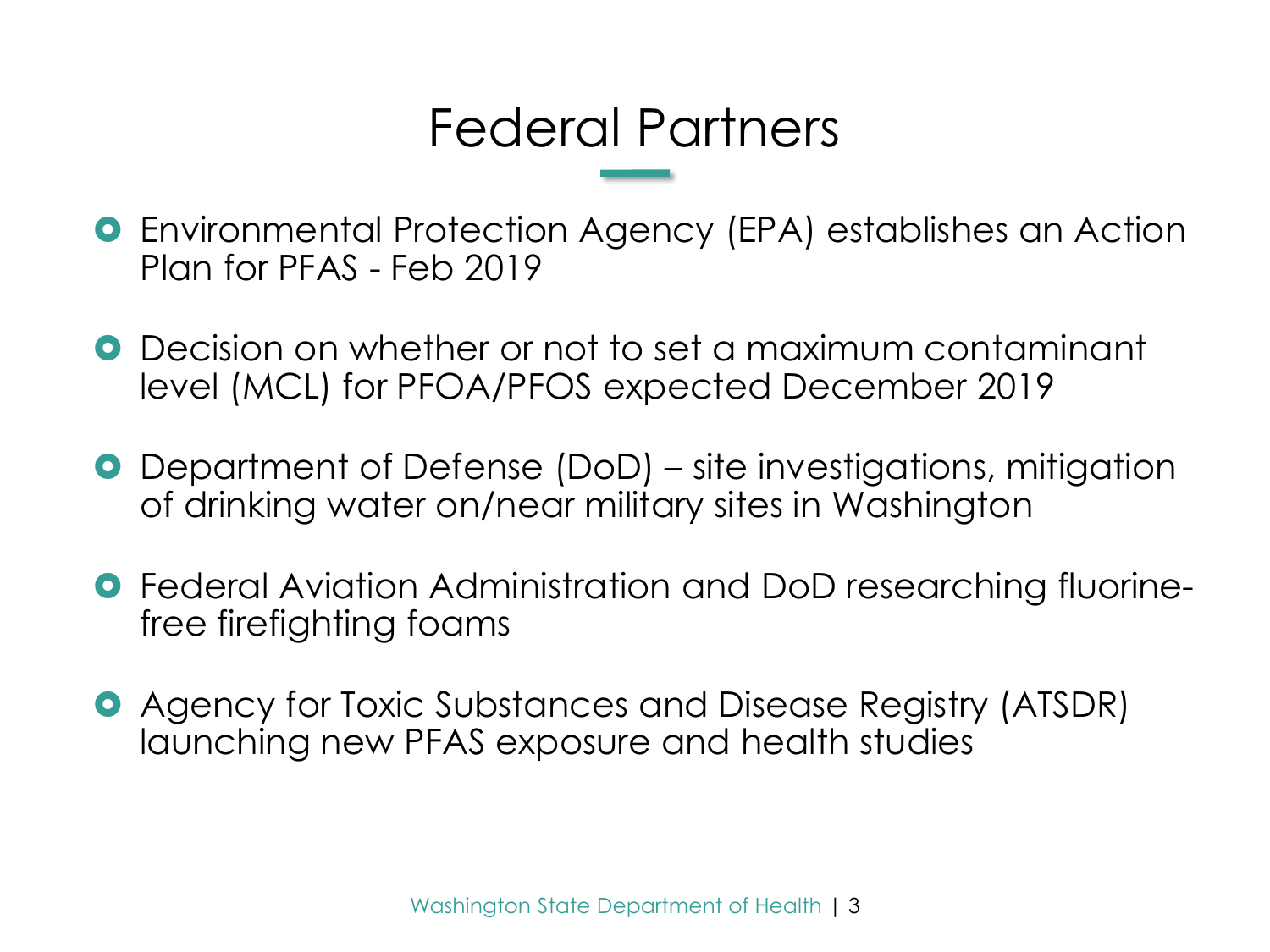# Federal Partners

- Environmental Protection Agency (EPA) establishes an Action Plan for PFAS - Feb 2019
- Decision on whether or not to set a maximum contaminant level (MCL) for PFOA/PFOS expected December 2019
- Department of Defense (DoD) – site investigations, mitigation of drinking water on/near military sites in Washington
- Federal Aviation Administration and DoD researching fluorine-free firefighting foams
- Agency for Toxic Substances and Disease Registry (ATSDR) launching new PFAS exposure and health studies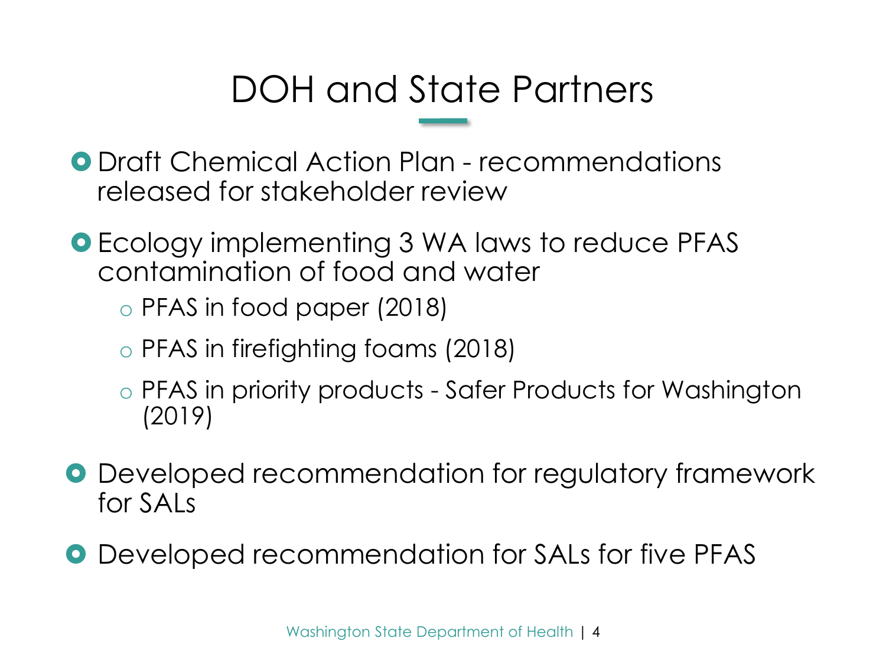# DOH and State Partners

- Draft Chemical Action Plan - recommendations released for stakeholder review
- Ecology implementing 3 WA laws to reduce PFAS contamination of food and water
  - PFAS in food paper (2018)
  - PFAS in firefighting foams (2018)
  - PFAS in priority products - Safer Products for Washington (2019)
- Developed recommendation for regulatory framework for SALs
- Developed recommendation for SALs for five PFAS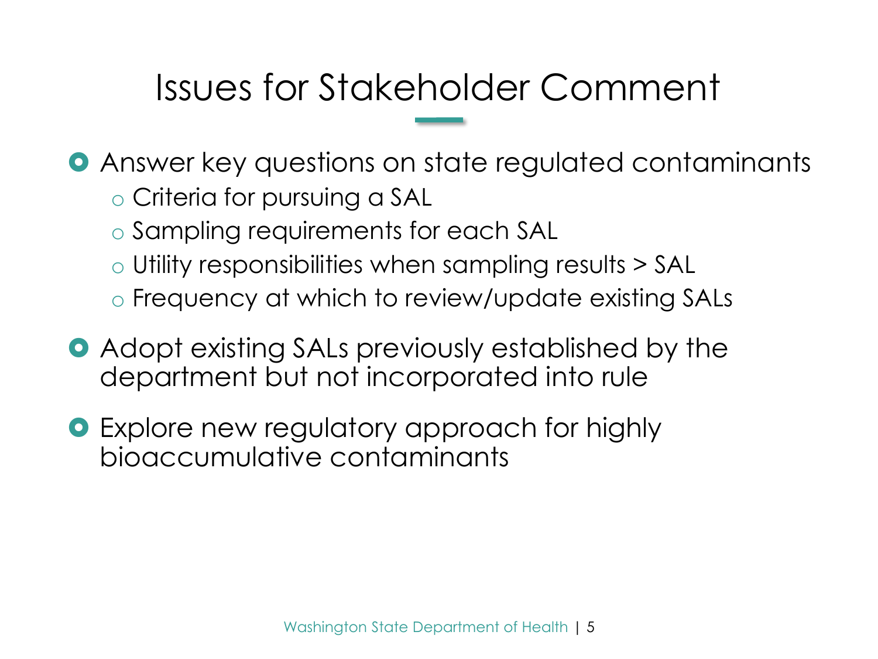# Issues for Stakeholder Comment

- Answer key questions on state regulated contaminants
  - Criteria for pursuing a SAL
  - Sampling requirements for each SAL
  - Utility responsibilities when sampling results > SAL
  - Frequency at which to review/update existing SALs
- Adopt existing SALs previously established by the department but not incorporated into rule
- Explore new regulatory approach for highly bioaccumulative contaminants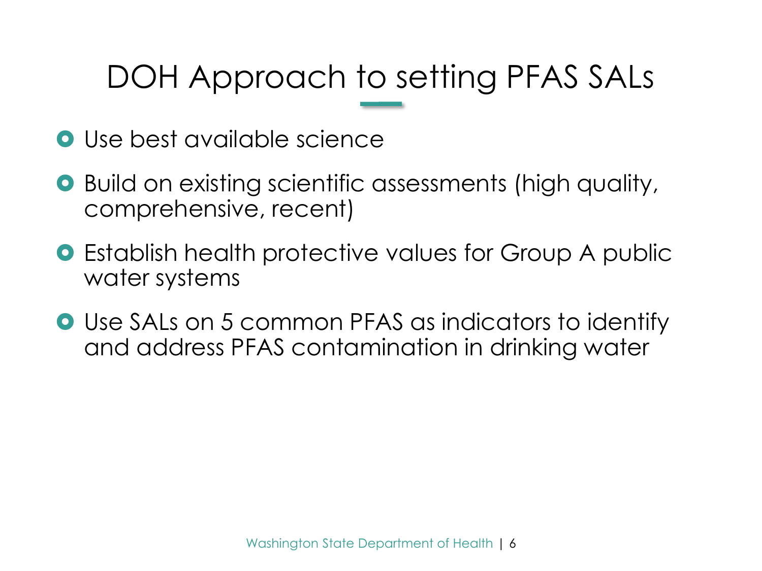# DOH Approach to setting PFAS SALs

- Use best available science
- Build on existing scientific assessments (high quality, comprehensive, recent)
- Establish health protective values for Group A public water systems
- Use SALs on 5 common PFAS as indicators to identify and address PFAS contamination in drinking water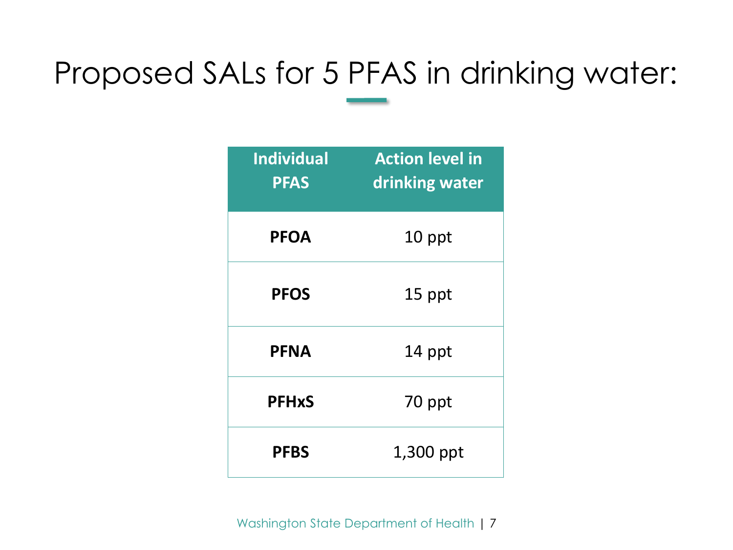# Proposed SALs for 5 PFAS in drinking water:

| Individual PFAS | Action level in drinking water |
| --- | --- |
| **PFOA** | 10 ppt |
| **PFOS** | 15 ppt |
| **PFNA** | 14 ppt |
| **PFHxS** | 70 ppt |
| **PFBS** | 1,300 ppt |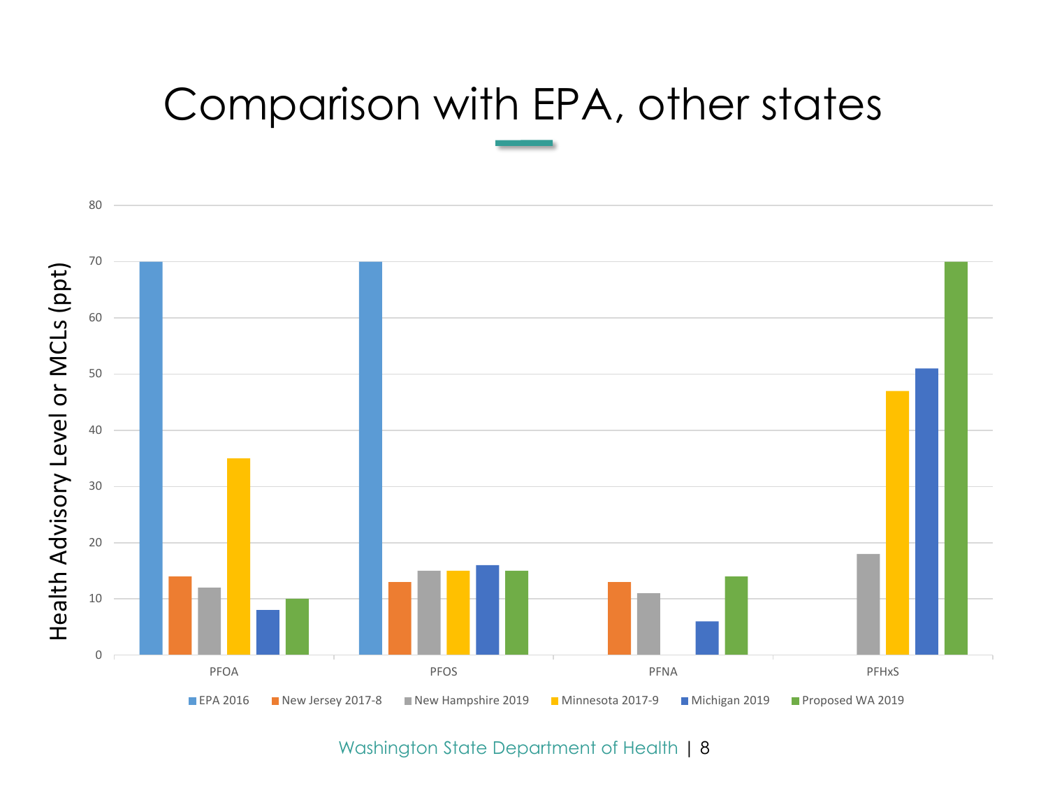# Comparison with EPA, other states

| | EPA 2016 | New Jersey 2017-8 | New Hampshire 2019 | Minnesota 2017-9 | Michigan 2019 | Proposed WA 2019 |
|---|---|---|---|---|---|---|
| PFOA | 70 | 14 | 12 | 35 | 8 | 10 |
| PFOS | 70 | 13 | 15 | 15 | 16 | 15 |
| PFNA | | 13 | 11 | | 6 | 14 |
| PFHxS | | | 18 | 47 | 51 | 70 |

Health Advisory Level or MCLs (ppt)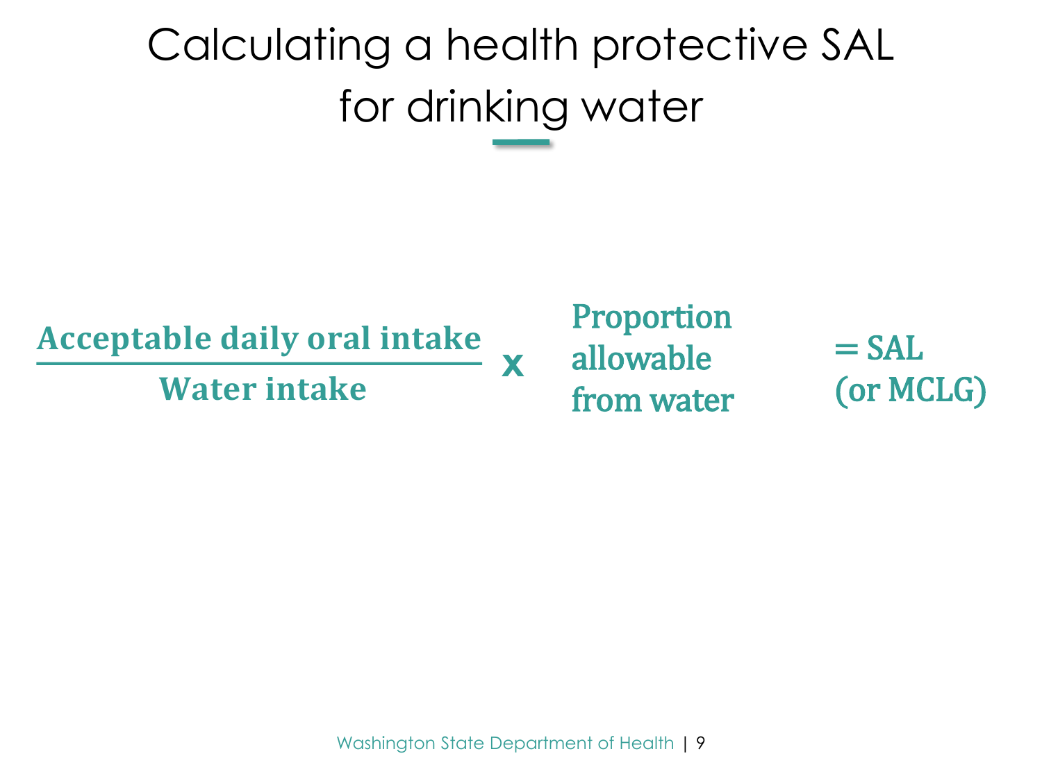# Calculating a health protective SAL for drinking water

$$\frac{\text{Acceptable daily oral intake}}{\text{Water intake}} \times \text{Proportion allowable from water} = \text{SAL (or MCLG)}$$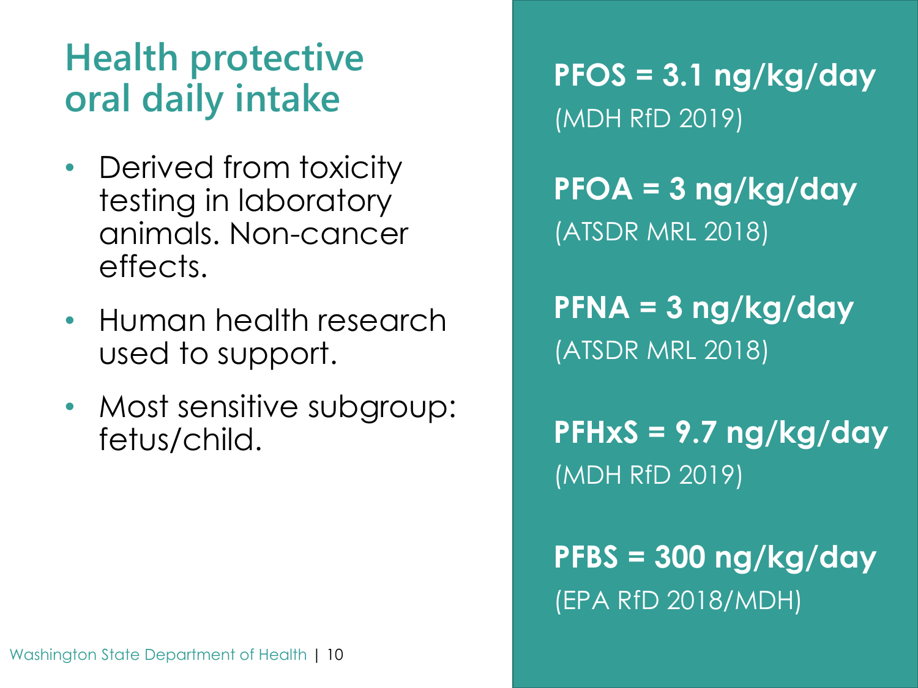# Health protective oral daily intake

- Derived from toxicity testing in laboratory animals. Non-cancer effects.
- Human health research used to support.
- Most sensitive subgroup: fetus/child.

**PFOS = 3.1 ng/kg/day**
(MDH RfD 2019)

**PFOA = 3 ng/kg/day**
(ATSDR MRL 2018)

**PFNA = 3 ng/kg/day**
(ATSDR MRL 2018)

**PFHxS = 9.7 ng/kg/day**
(MDH RfD 2019)

**PFBS = 300 ng/kg/day**
(EPA RfD 2018/MDH)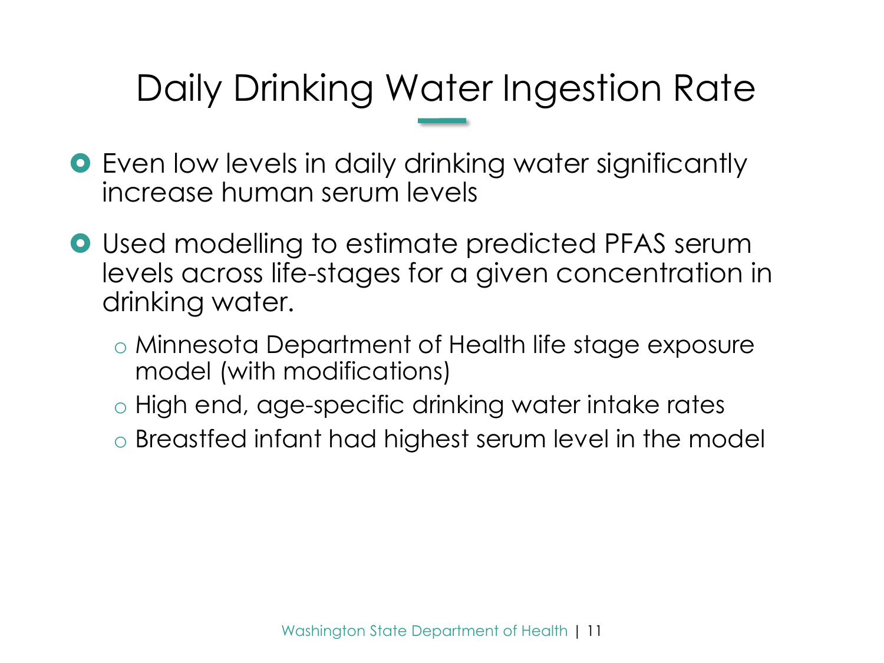# Daily Drinking Water Ingestion Rate

- Even low levels in daily drinking water significantly increase human serum levels
- Used modelling to estimate predicted PFAS serum levels across life-stages for a given concentration in drinking water.
  - Minnesota Department of Health life stage exposure model (with modifications)
  - High end, age-specific drinking water intake rates
  - Breastfed infant had highest serum level in the model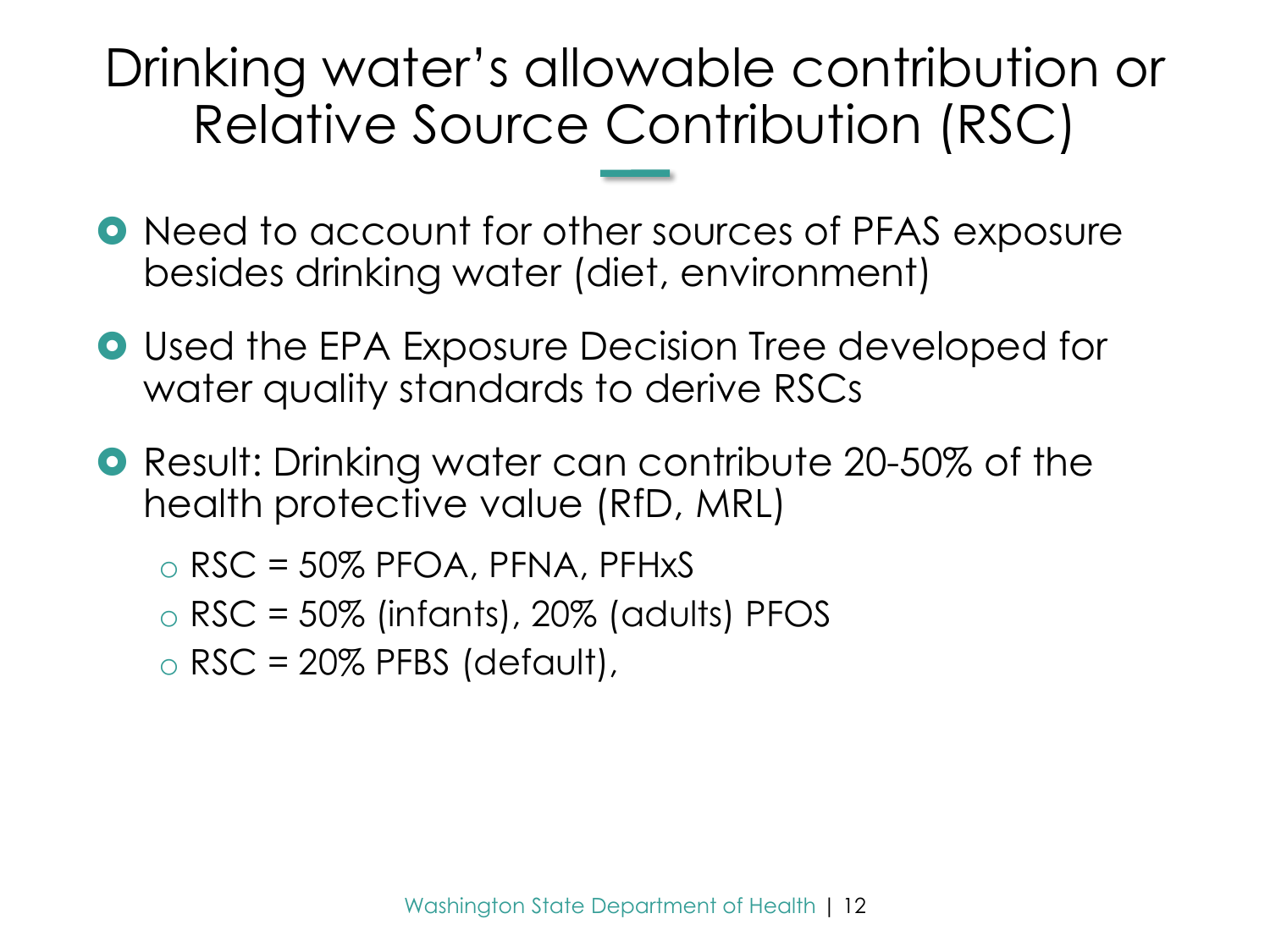# Drinking water's allowable contribution or Relative Source Contribution (RSC)

- Need to account for other sources of PFAS exposure besides drinking water (diet, environment)
- Used the EPA Exposure Decision Tree developed for water quality standards to derive RSCs
- Result: Drinking water can contribute 20-50% of the health protective value (RfD, MRL)
  - RSC = 50% PFOA, PFNA, PFHxS
  - RSC = 50% (infants), 20% (adults) PFOS
  - RSC = 20% PFBS (default),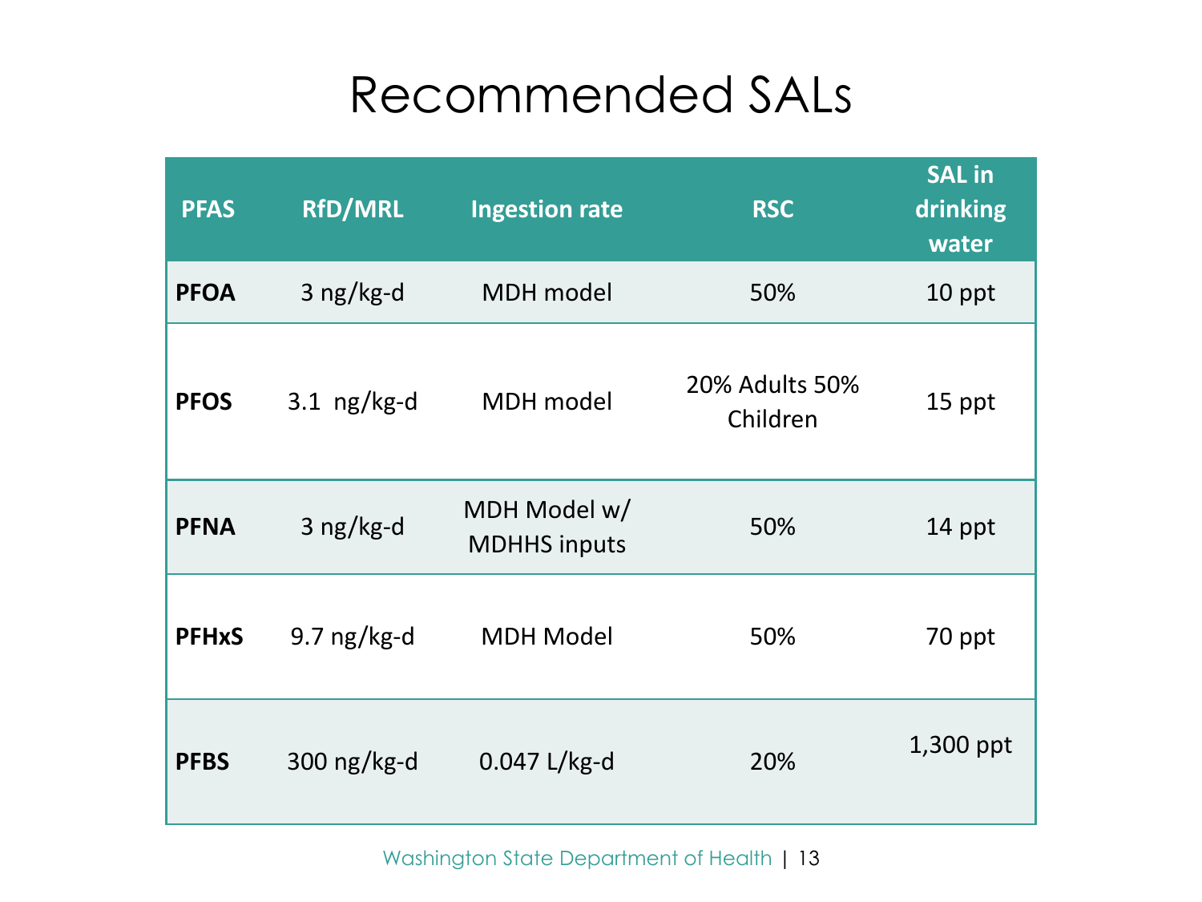# Recommended SALs

| PFAS | RfD/MRL | Ingestion rate | RSC | SAL in drinking water |
|---|---|---|---|---|
| **PFOA** | 3 ng/kg-d | MDH model | 50% | 10 ppt |
| **PFOS** | 3.1 ng/kg-d | MDH model | 20% Adults 50% Children | 15 ppt |
| **PFNA** | 3 ng/kg-d | MDH Model w/ MDHHS inputs | 50% | 14 ppt |
| **PFHxS** | 9.7 ng/kg-d | MDH Model | 50% | 70 ppt |
| **PFBS** | 300 ng/kg-d | 0.047 L/kg-d | 20% | 1,300 ppt |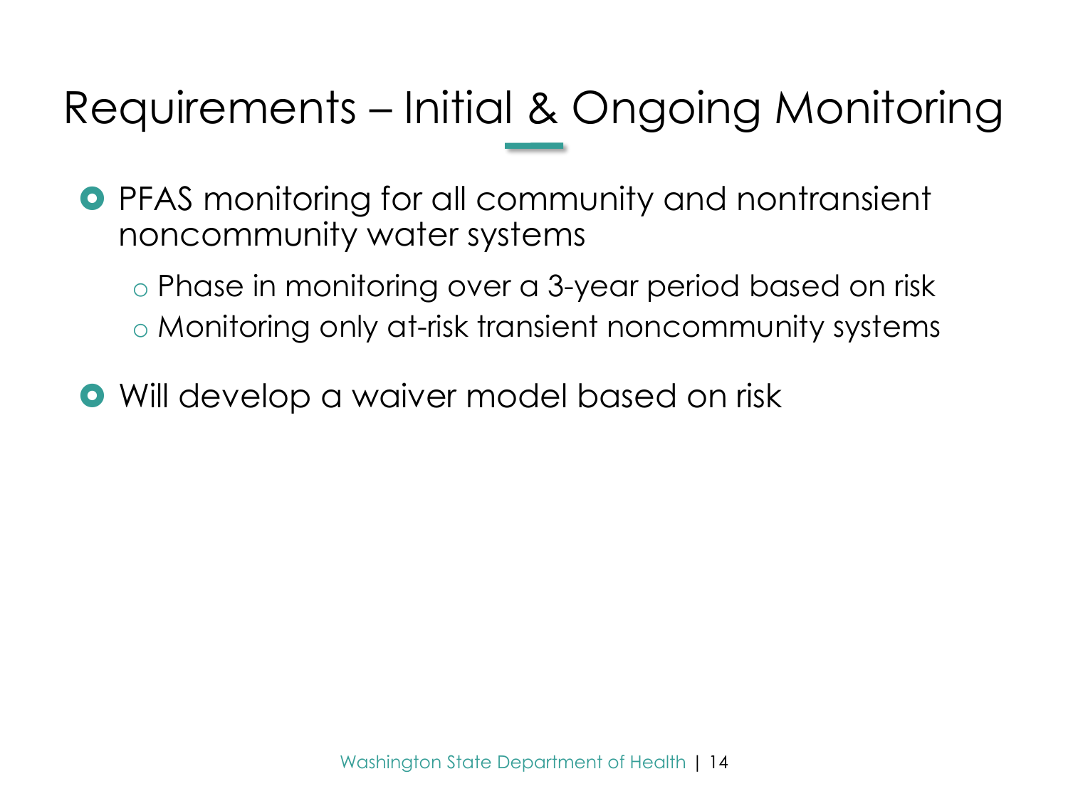# Requirements – Initial & Ongoing Monitoring

- PFAS monitoring for all community and nontransient noncommunity water systems
  - Phase in monitoring over a 3-year period based on risk
  - Monitoring only at-risk transient noncommunity systems
- Will develop a waiver model based on risk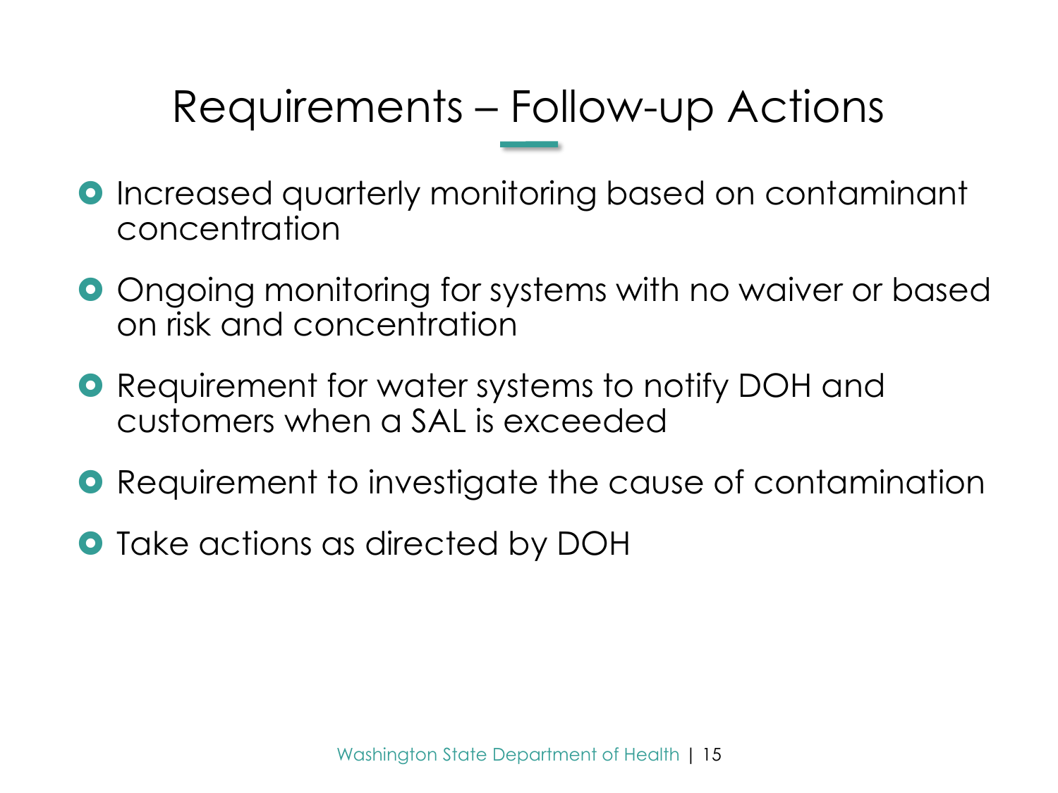# Requirements – Follow-up Actions

- Increased quarterly monitoring based on contaminant concentration
- Ongoing monitoring for systems with no waiver or based on risk and concentration
- Requirement for water systems to notify DOH and customers when a SAL is exceeded
- Requirement to investigate the cause of contamination
- Take actions as directed by DOH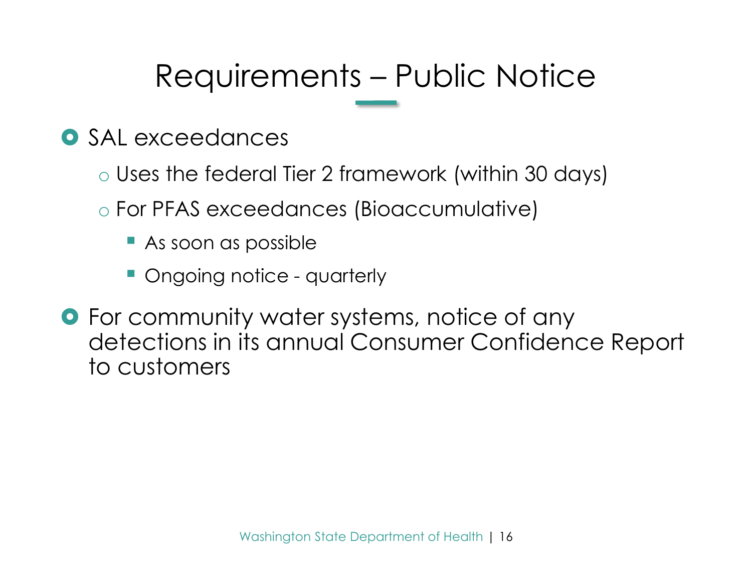# Requirements – Public Notice

- SAL exceedances
  - Uses the federal Tier 2 framework (within 30 days)
  - For PFAS exceedances (Bioaccumulative)
    - As soon as possible
    - Ongoing notice - quarterly
- For community water systems, notice of any detections in its annual Consumer Confidence Report to customers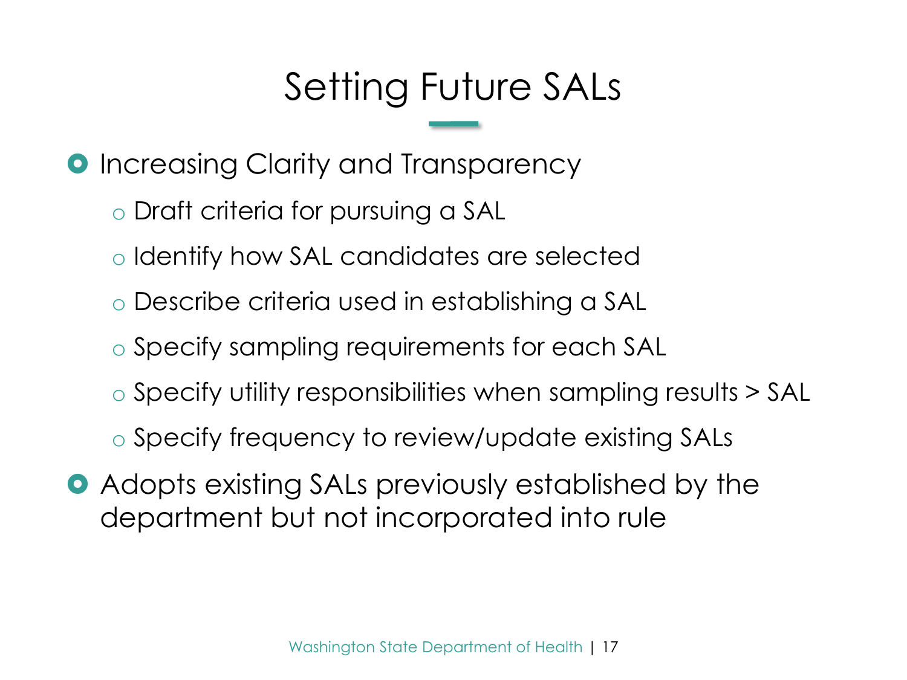# Setting Future SALs

- Increasing Clarity and Transparency
  - Draft criteria for pursuing a SAL
  - Identify how SAL candidates are selected
  - Describe criteria used in establishing a SAL
  - Specify sampling requirements for each SAL
  - Specify utility responsibilities when sampling results > SAL
  - Specify frequency to review/update existing SALs
- Adopts existing SALs previously established by the department but not incorporated into rule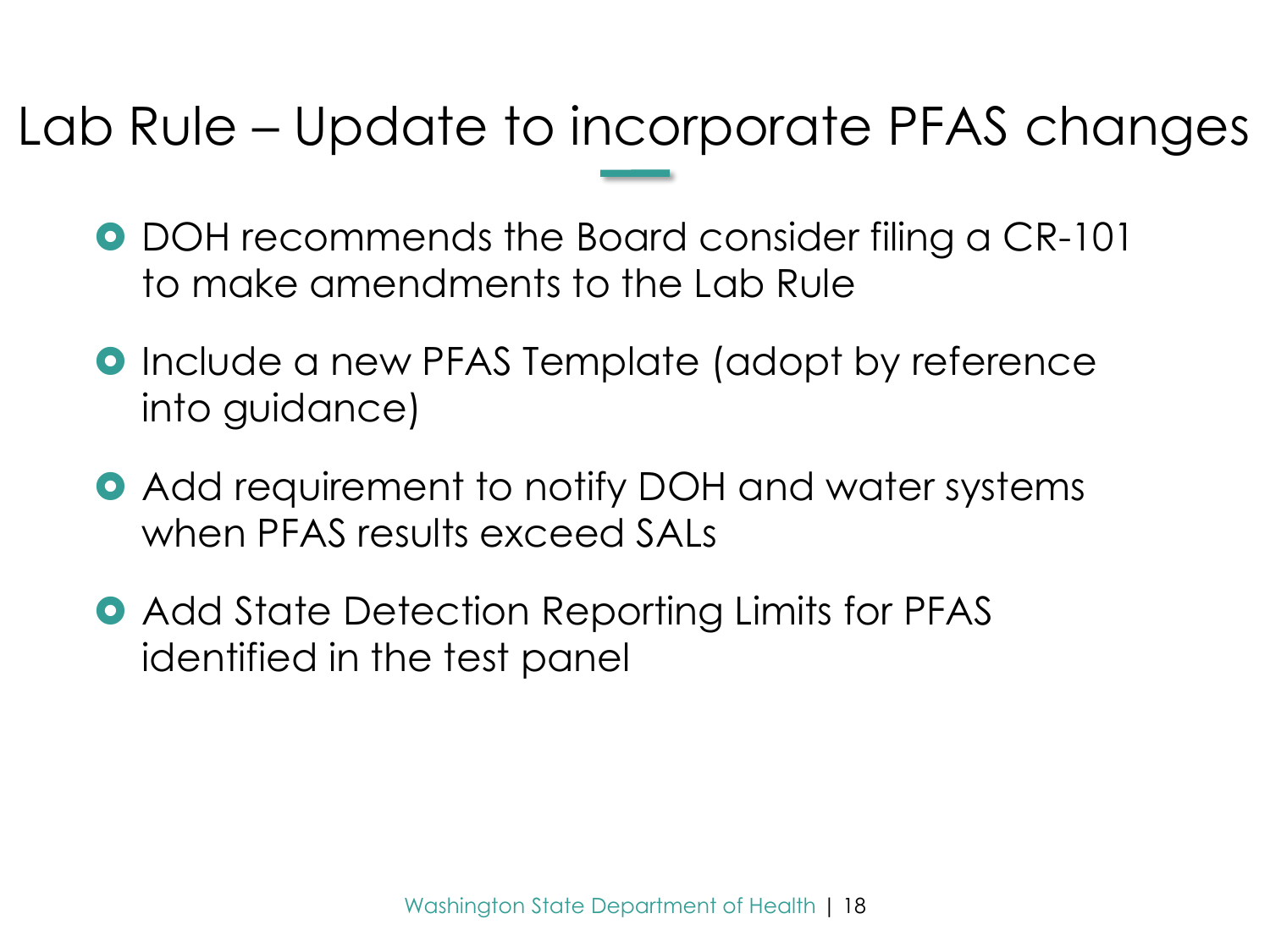# Lab Rule – Update to incorporate PFAS changes

- DOH recommends the Board consider filing a CR-101 to make amendments to the Lab Rule
- Include a new PFAS Template (adopt by reference into guidance)
- Add requirement to notify DOH and water systems when PFAS results exceed SALs
- Add State Detection Reporting Limits for PFAS identified in the test panel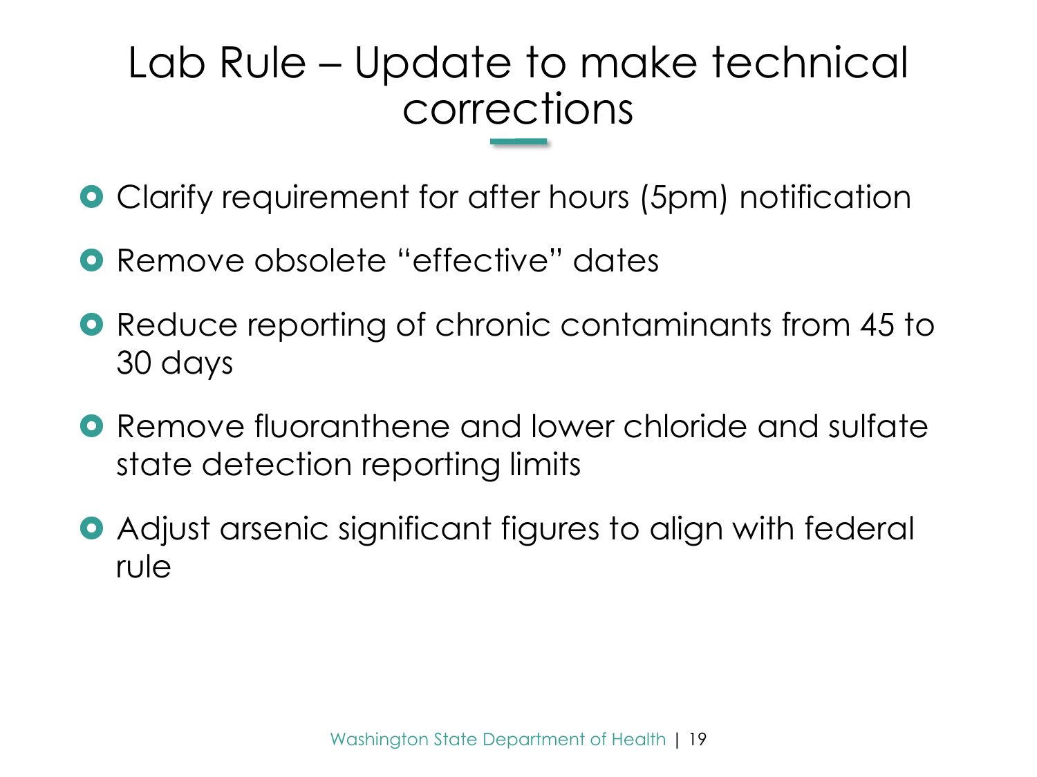# Lab Rule – Update to make technical corrections

- Clarify requirement for after hours (5pm) notification
- Remove obsolete "effective" dates
- Reduce reporting of chronic contaminants from 45 to 30 days
- Remove fluoranthene and lower chloride and sulfate state detection reporting limits
- Adjust arsenic significant figures to align with federal rule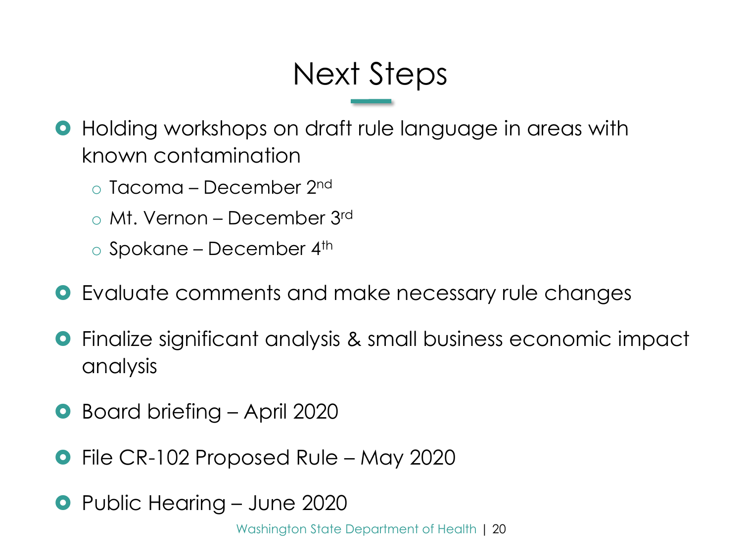# Next Steps

- Holding workshops on draft rule language in areas with known contamination
  - Tacoma – December 2nd
  - Mt. Vernon – December 3rd
  - Spokane – December 4th
- Evaluate comments and make necessary rule changes
- Finalize significant analysis & small business economic impact analysis
- Board briefing – April 2020
- File CR-102 Proposed Rule – May 2020
- Public Hearing – June 2020